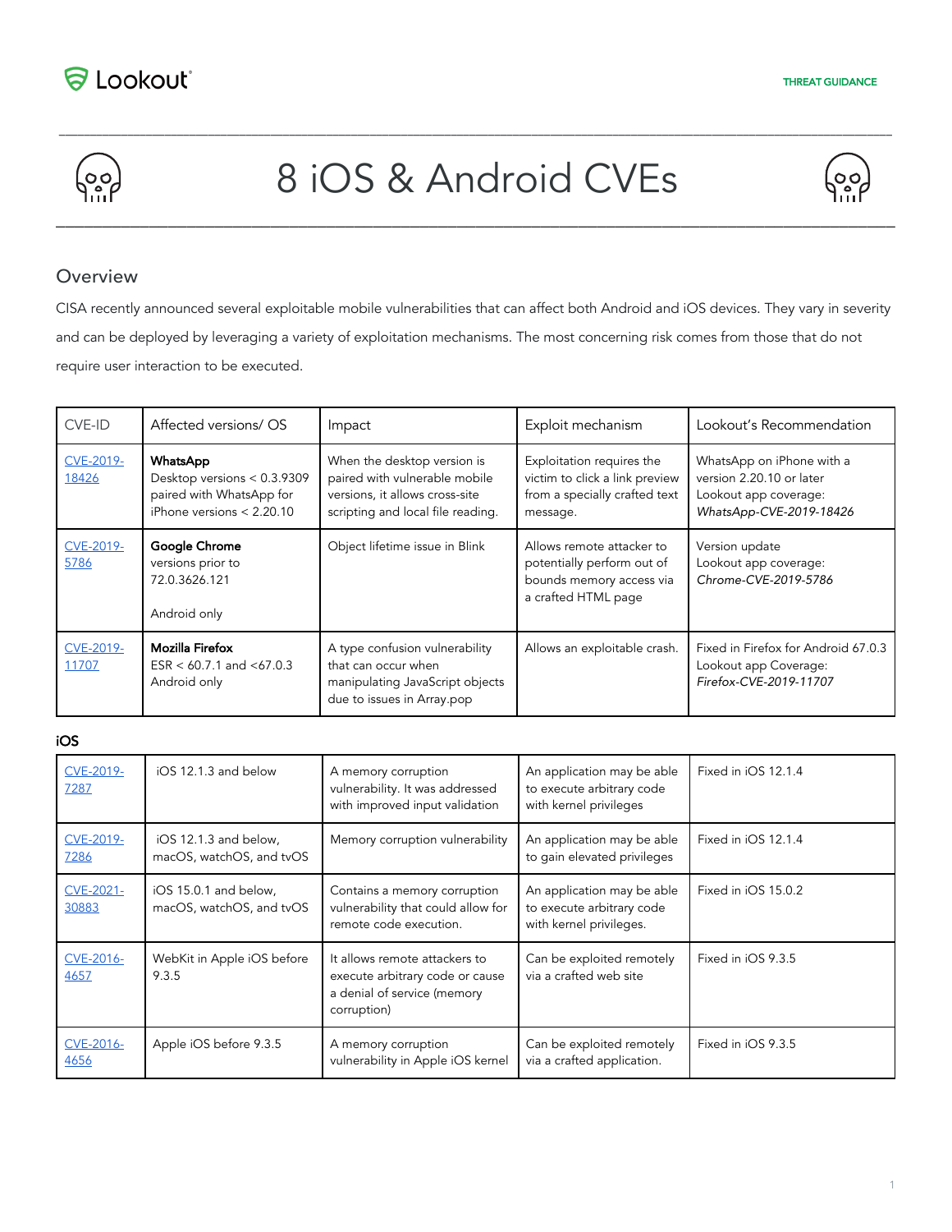Lookout

THREAT GUIDANCE

# 8 iOS & Android CVEs

## Overview

CISA recently announced several exploitable mobile vulnerabilities that can affect both Android and iOS devices. They vary in severity and can be deployed by leveraging a variety of exploitation mechanisms. The most concerning risk comes from those that do not require user interaction to be executed.

| CVE-ID | Affected versions/ OS | Impact | Exploit mechanism | Lookout's Recommendation |
|---|---|---|---|---|
| CVE-2019-18426 | **WhatsApp** Desktop versions < 0.3.9309 paired with WhatsApp for iPhone versions < 2.20.10 | When the desktop version is paired with vulnerable mobile versions, it allows cross-site scripting and local file reading. | Exploitation requires the victim to click a link preview from a specially crafted text message. | WhatsApp on iPhone with a version 2.20.10 or later Lookout app coverage: *WhatsApp-CVE-2019-18426* |
| CVE-2019-5786 | **Google Chrome** versions prior to 72.0.3626.121<br><br>Android only | Object lifetime issue in Blink | Allows remote attacker to potentially perform out of bounds memory access via a crafted HTML page | Version update Lookout app coverage: *Chrome-CVE-2019-5786* |
| CVE-2019-11707 | **Mozilla Firefox** ESR < 60.7.1 and <67.0.3 Android only | A type confusion vulnerability that can occur when manipulating JavaScript objects due to issues in Array.pop | Allows an exploitable crash. | Fixed in Firefox for Android 67.0.3 Lookout app Coverage: *Firefox-CVE-2019-11707* |

**iOS**

| CVE-ID | Affected versions/ OS | Impact | Exploit mechanism | Lookout's Recommendation |
|---|---|---|---|---|
| CVE-2019-7287 | iOS 12.1.3 and below | A memory corruption vulnerability. It was addressed with improved input validation | An application may be able to execute arbitrary code with kernel privileges | Fixed in iOS 12.1.4 |
| CVE-2019-7286 | iOS 12.1.3 and below, macOS, watchOS, and tvOS | Memory corruption vulnerability | An application may be able to gain elevated privileges | Fixed in iOS 12.1.4 |
| CVE-2021-30883 | iOS 15.0.1 and below, macOS, watchOS, and tvOS | Contains a memory corruption vulnerability that could allow for remote code execution. | An application may be able to execute arbitrary code with kernel privileges. | Fixed in iOS 15.0.2 |
| CVE-2016-4657 | WebKit in Apple iOS before 9.3.5 | It allows remote attackers to execute arbitrary code or cause a denial of service (memory corruption) | Can be exploited remotely via a crafted web site | Fixed in iOS 9.3.5 |
| CVE-2016-4656 | Apple iOS before 9.3.5 | A memory corruption vulnerability in Apple iOS kernel | Can be exploited remotely via a crafted application. | Fixed in iOS 9.3.5 |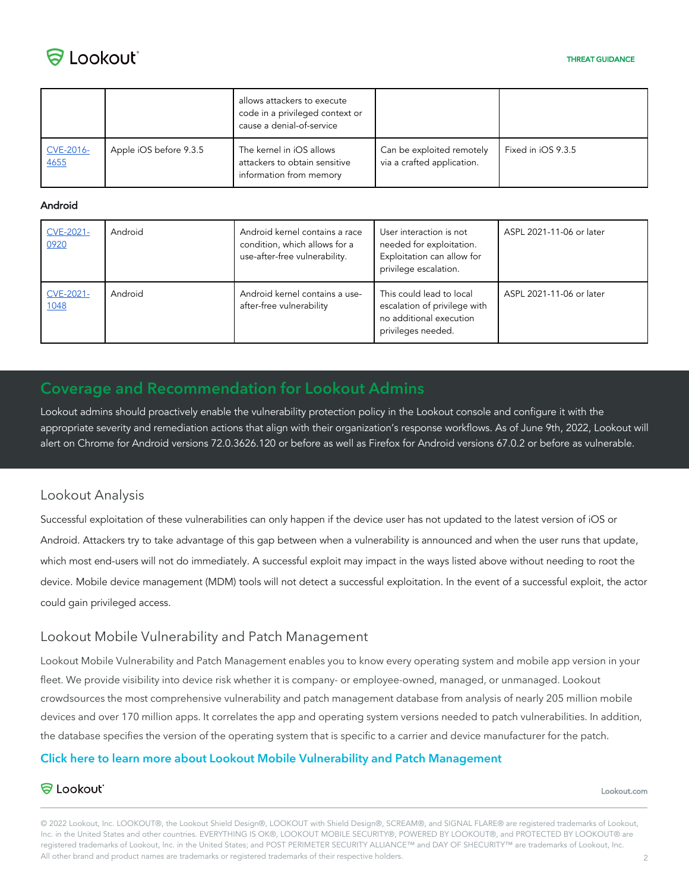| | | | | |
|---|---|---|---|---|
| | | allows attackers to execute code in a privileged context or cause a denial-of-service | | |
| [CVE-2016-4655]() | Apple iOS before 9.3.5 | The kernel in iOS allows attackers to obtain sensitive information from memory | Can be exploited remotely via a crafted application. | Fixed in iOS 9.3.5 |

**Android**

| | | | | |
|---|---|---|---|---|
| [CVE-2021-0920]() | Android | Android kernel contains a race condition, which allows for a use-after-free vulnerability. | User interaction is not needed for exploitation. Exploitation can allow for privilege escalation. | ASPL 2021-11-06 or later |
| [CVE-2021-1048]() | Android | Android kernel contains a use-after-free vulnerability | This could lead to local escalation of privilege with no additional execution privileges needed. | ASPL 2021-11-06 or later |

## Coverage and Recommendation for Lookout Admins

Lookout admins should proactively enable the vulnerability protection policy in the Lookout console and configure it with the appropriate severity and remediation actions that align with their organization's response workflows. As of June 9th, 2022, Lookout will alert on Chrome for Android versions 72.0.3626.120 or before as well as Firefox for Android versions 67.0.2 or before as vulnerable.

## Lookout Analysis

Successful exploitation of these vulnerabilities can only happen if the device user has not updated to the latest version of iOS or Android. Attackers try to take advantage of this gap between when a vulnerability is announced and when the user runs that update, which most end-users will not do immediately. A successful exploit may impact in the ways listed above without needing to root the device. Mobile device management (MDM) tools will not detect a successful exploitation. In the event of a successful exploit, the actor could gain privileged access.

## Lookout Mobile Vulnerability and Patch Management

Lookout Mobile Vulnerability and Patch Management enables you to know every operating system and mobile app version in your fleet. We provide visibility into device risk whether it is company- or employee-owned, managed, or unmanaged. Lookout crowdsources the most comprehensive vulnerability and patch management database from analysis of nearly 205 million mobile devices and over 170 million apps. It correlates the app and operating system versions needed to patch vulnerabilities. In addition, the database specifies the version of the operating system that is specific to a carrier and device manufacturer for the patch.

**Click here to learn more about Lookout Mobile Vulnerability and Patch Management**

© 2022 Lookout, Inc. LOOKOUT®, the Lookout Shield Design®, LOOKOUT with Shield Design®, SCREAM®, and SIGNAL FLARE® are registered trademarks of Lookout, Inc. in the United States and other countries. EVERYTHING IS OK®, LOOKOUT MOBILE SECURITY®, POWERED BY LOOKOUT®, and PROTECTED BY LOOKOUT® are registered trademarks of Lookout, Inc. in the United States; and POST PERIMETER SECURITY ALLIANCE™ and DAY OF SHECURITY™ are trademarks of Lookout, Inc. All other brand and product names are trademarks or registered trademarks of their respective holders.